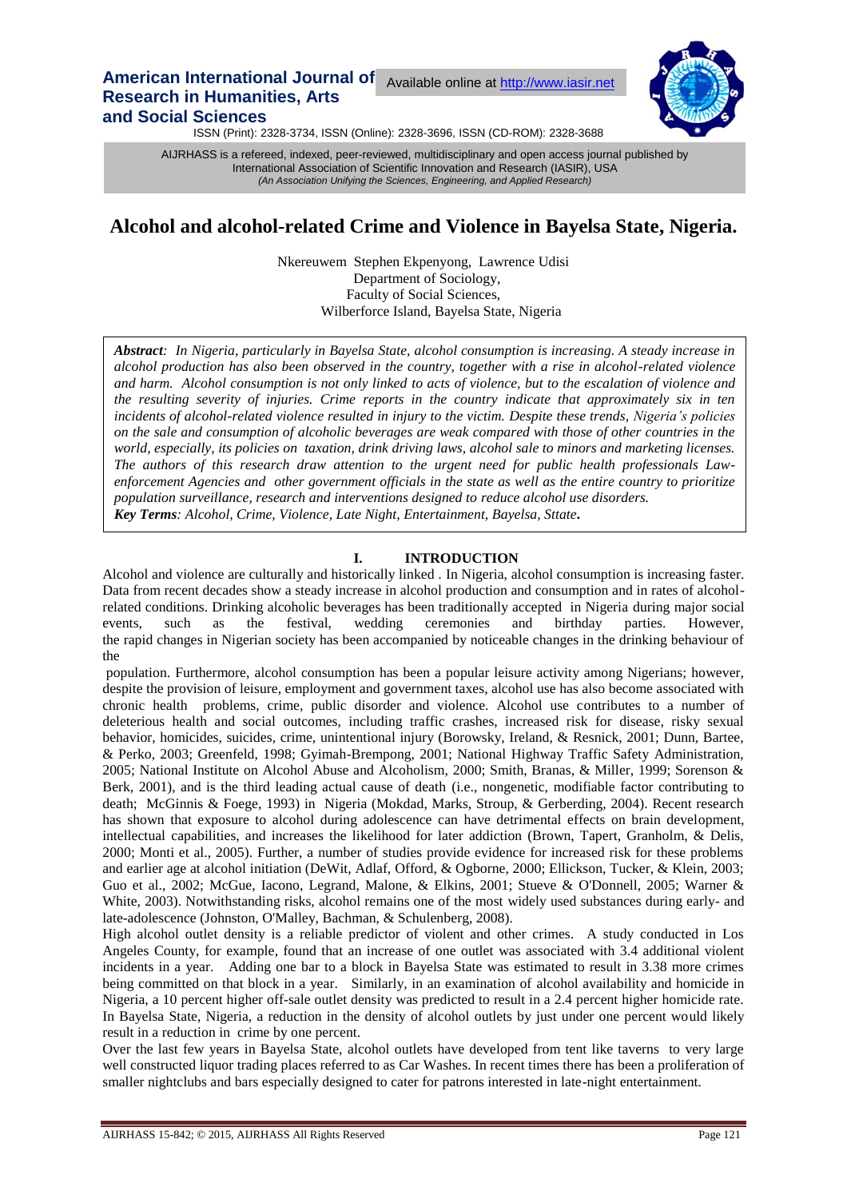# Alcohol and alcohol-related Crime and Violence in Bayelsa State, Nigeria.

Nkereuwem Stephen Ekpenyong, Lawrence Udisi
Department of Sociology,
Faculty of Social Sciences,
Wilberforce Island, Bayelsa State, Nigeria

***Abstract**: In Nigeria, particularly in Bayelsa State, alcohol consumption is increasing. A steady increase in alcohol production has also been observed in the country, together with a rise in alcohol-related violence and harm. Alcohol consumption is not only linked to acts of violence, but to the escalation of violence and the resulting severity of injuries. Crime reports in the country indicate that approximately six in ten incidents of alcohol-related violence resulted in injury to the victim. Despite these trends, Nigeria's policies on the sale and consumption of alcoholic beverages are weak compared with those of other countries in the world, especially, its policies on taxation, drink driving laws, alcohol sale to minors and marketing licenses. The authors of this research draw attention to the urgent need for public health professionals Law-enforcement Agencies and other government officials in the state as well as the entire country to prioritize population surveillance, research and interventions designed to reduce alcohol use disorders.*

***Key Terms**: Alcohol, Crime, Violence, Late Night, Entertainment, Bayelsa, Sttate.*

## I. INTRODUCTION

Alcohol and violence are culturally and historically linked . In Nigeria, alcohol consumption is increasing faster. Data from recent decades show a steady increase in alcohol production and consumption and in rates of alcohol-related conditions. Drinking alcoholic beverages has been traditionally accepted in Nigeria during major social events, such as the festival, wedding ceremonies and birthday parties. However, the rapid changes in Nigerian society has been accompanied by noticeable changes in the drinking behaviour of the population. Furthermore, alcohol consumption has been a popular leisure activity among Nigerians; however, despite the provision of leisure, employment and government taxes, alcohol use has also become associated with chronic health problems, crime, public disorder and violence. Alcohol use contributes to a number of deleterious health and social outcomes, including traffic crashes, increased risk for disease, risky sexual behavior, homicides, suicides, crime, unintentional injury (Borowsky, Ireland, & Resnick, 2001; Dunn, Bartee, & Perko, 2003; Greenfeld, 1998; Gyimah-Brempong, 2001; National Highway Traffic Safety Administration, 2005; National Institute on Alcohol Abuse and Alcoholism, 2000; Smith, Branas, & Miller, 1999; Sorenson & Berk, 2001), and is the third leading actual cause of death (i.e., nongenetic, modifiable factor contributing to death; McGinnis & Foege, 1993) in Nigeria (Mokdad, Marks, Stroup, & Gerberding, 2004). Recent research has shown that exposure to alcohol during adolescence can have detrimental effects on brain development, intellectual capabilities, and increases the likelihood for later addiction (Brown, Tapert, Granholm, & Delis, 2000; Monti et al., 2005). Further, a number of studies provide evidence for increased risk for these problems and earlier age at alcohol initiation (DeWit, Adlaf, Offord, & Ogborne, 2000; Ellickson, Tucker, & Klein, 2003; Guo et al., 2002; McGue, Iacono, Legrand, Malone, & Elkins, 2001; Stueve & O'Donnell, 2005; Warner & White, 2003). Notwithstanding risks, alcohol remains one of the most widely used substances during early- and late-adolescence (Johnston, O'Malley, Bachman, & Schulenberg, 2008).

High alcohol outlet density is a reliable predictor of violent and other crimes. A study conducted in Los Angeles County, for example, found that an increase of one outlet was associated with 3.4 additional violent incidents in a year. Adding one bar to a block in Bayelsa State was estimated to result in 3.38 more crimes being committed on that block in a year. Similarly, in an examination of alcohol availability and homicide in Nigeria, a 10 percent higher off-sale outlet density was predicted to result in a 2.4 percent higher homicide rate. In Bayelsa State, Nigeria, a reduction in the density of alcohol outlets by just under one percent would likely result in a reduction in crime by one percent.

Over the last few years in Bayelsa State, alcohol outlets have developed from tent like taverns to very large well constructed liquor trading places referred to as Car Washes. In recent times there has been a proliferation of smaller nightclubs and bars especially designed to cater for patrons interested in late-night entertainment.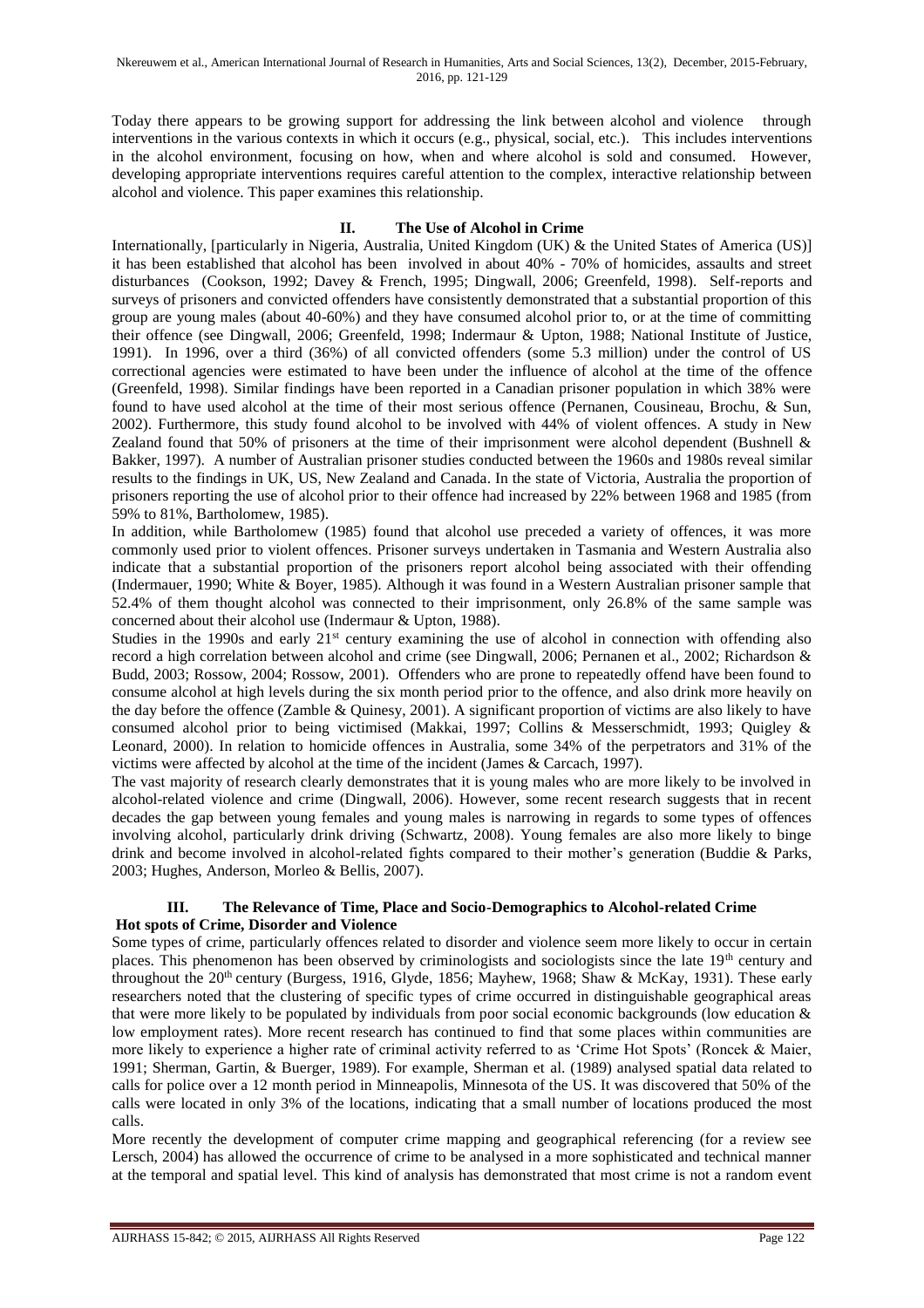Today there appears to be growing support for addressing the link between alcohol and violence through interventions in the various contexts in which it occurs (e.g., physical, social, etc.). This includes interventions in the alcohol environment, focusing on how, when and where alcohol is sold and consumed. However, developing appropriate interventions requires careful attention to the complex, interactive relationship between alcohol and violence. This paper examines this relationship.

## II. The Use of Alcohol in Crime

Internationally, [particularly in Nigeria, Australia, United Kingdom (UK) & the United States of America (US)] it has been established that alcohol has been involved in about 40% - 70% of homicides, assaults and street disturbances (Cookson, 1992; Davey & French, 1995; Dingwall, 2006; Greenfeld, 1998). Self-reports and surveys of prisoners and convicted offenders have consistently demonstrated that a substantial proportion of this group are young males (about 40-60%) and they have consumed alcohol prior to, or at the time of committing their offence (see Dingwall, 2006; Greenfeld, 1998; Indermaur & Upton, 1988; National Institute of Justice, 1991). In 1996, over a third (36%) of all convicted offenders (some 5.3 million) under the control of US correctional agencies were estimated to have been under the influence of alcohol at the time of the offence (Greenfeld, 1998). Similar findings have been reported in a Canadian prisoner population in which 38% were found to have used alcohol at the time of their most serious offence (Pernanen, Cousineau, Brochu, & Sun, 2002). Furthermore, this study found alcohol to be involved with 44% of violent offences. A study in New Zealand found that 50% of prisoners at the time of their imprisonment were alcohol dependent (Bushnell & Bakker, 1997). A number of Australian prisoner studies conducted between the 1960s and 1980s reveal similar results to the findings in UK, US, New Zealand and Canada. In the state of Victoria, Australia the proportion of prisoners reporting the use of alcohol prior to their offence had increased by 22% between 1968 and 1985 (from 59% to 81%, Bartholomew, 1985).

In addition, while Bartholomew (1985) found that alcohol use preceded a variety of offences, it was more commonly used prior to violent offences. Prisoner surveys undertaken in Tasmania and Western Australia also indicate that a substantial proportion of the prisoners report alcohol being associated with their offending (Indermauer, 1990; White & Boyer, 1985). Although it was found in a Western Australian prisoner sample that 52.4% of them thought alcohol was connected to their imprisonment, only 26.8% of the same sample was concerned about their alcohol use (Indermaur & Upton, 1988).

Studies in the 1990s and early 21st century examining the use of alcohol in connection with offending also record a high correlation between alcohol and crime (see Dingwall, 2006; Pernanen et al., 2002; Richardson & Budd, 2003; Rossow, 2004; Rossow, 2001). Offenders who are prone to repeatedly offend have been found to consume alcohol at high levels during the six month period prior to the offence, and also drink more heavily on the day before the offence (Zamble & Quinesy, 2001). A significant proportion of victims are also likely to have consumed alcohol prior to being victimised (Makkai, 1997; Collins & Messerschmidt, 1993; Quigley & Leonard, 2000). In relation to homicide offences in Australia, some 34% of the perpetrators and 31% of the victims were affected by alcohol at the time of the incident (James & Carcach, 1997).

The vast majority of research clearly demonstrates that it is young males who are more likely to be involved in alcohol-related violence and crime (Dingwall, 2006). However, some recent research suggests that in recent decades the gap between young females and young males is narrowing in regards to some types of offences involving alcohol, particularly drink driving (Schwartz, 2008). Young females are also more likely to binge drink and become involved in alcohol-related fights compared to their mother's generation (Buddie & Parks, 2003; Hughes, Anderson, Morleo & Bellis, 2007).

## III. The Relevance of Time, Place and Socio-Demographics to Alcohol-related Crime

### Hot spots of Crime, Disorder and Violence

Some types of crime, particularly offences related to disorder and violence seem more likely to occur in certain places. This phenomenon has been observed by criminologists and sociologists since the late 19th century and throughout the 20th century (Burgess, 1916, Glyde, 1856; Mayhew, 1968; Shaw & McKay, 1931). These early researchers noted that the clustering of specific types of crime occurred in distinguishable geographical areas that were more likely to be populated by individuals from poor social economic backgrounds (low education & low employment rates). More recent research has continued to find that some places within communities are more likely to experience a higher rate of criminal activity referred to as 'Crime Hot Spots' (Roncek & Maier, 1991; Sherman, Gartin, & Buerger, 1989). For example, Sherman et al. (1989) analysed spatial data related to calls for police over a 12 month period in Minneapolis, Minnesota of the US. It was discovered that 50% of the calls were located in only 3% of the locations, indicating that a small number of locations produced the most calls.

More recently the development of computer crime mapping and geographical referencing (for a review see Lersch, 2004) has allowed the occurrence of crime to be analysed in a more sophisticated and technical manner at the temporal and spatial level. This kind of analysis has demonstrated that most crime is not a random event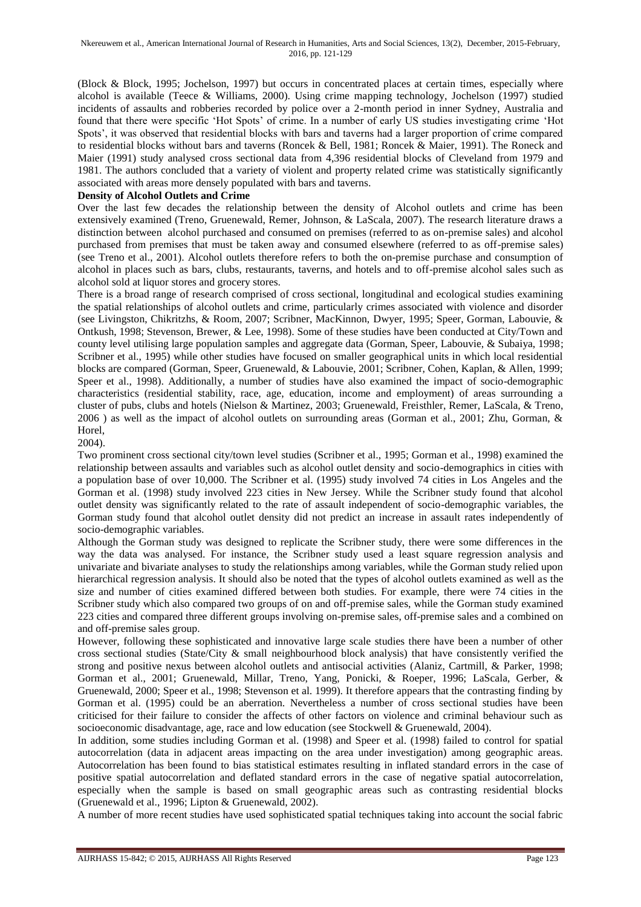(Block & Block, 1995; Jochelson, 1997) but occurs in concentrated places at certain times, especially where alcohol is available (Teece & Williams, 2000). Using crime mapping technology, Jochelson (1997) studied incidents of assaults and robberies recorded by police over a 2-month period in inner Sydney, Australia and found that there were specific 'Hot Spots' of crime. In a number of early US studies investigating crime 'Hot Spots', it was observed that residential blocks with bars and taverns had a larger proportion of crime compared to residential blocks without bars and taverns (Roncek & Bell, 1981; Roncek & Maier, 1991). The Roneck and Maier (1991) study analysed cross sectional data from 4,396 residential blocks of Cleveland from 1979 and 1981. The authors concluded that a variety of violent and property related crime was statistically significantly associated with areas more densely populated with bars and taverns.

**Density of Alcohol Outlets and Crime**

Over the last few decades the relationship between the density of Alcohol outlets and crime has been extensively examined (Treno, Gruenewald, Remer, Johnson, & LaScala, 2007). The research literature draws a distinction between alcohol purchased and consumed on premises (referred to as on-premise sales) and alcohol purchased from premises that must be taken away and consumed elsewhere (referred to as off-premise sales) (see Treno et al., 2001). Alcohol outlets therefore refers to both the on-premise purchase and consumption of alcohol in places such as bars, clubs, restaurants, taverns, and hotels and to off-premise alcohol sales such as alcohol sold at liquor stores and grocery stores.

There is a broad range of research comprised of cross sectional, longitudinal and ecological studies examining the spatial relationships of alcohol outlets and crime, particularly crimes associated with violence and disorder (see Livingston, Chikritzhs, & Room, 2007; Scribner, MacKinnon, Dwyer, 1995; Speer, Gorman, Labouvie, & Ontkush, 1998; Stevenson, Brewer, & Lee, 1998). Some of these studies have been conducted at City/Town and county level utilising large population samples and aggregate data (Gorman, Speer, Labouvie, & Subaiya, 1998; Scribner et al., 1995) while other studies have focused on smaller geographical units in which local residential blocks are compared (Gorman, Speer, Gruenewald, & Labouvie, 2001; Scribner, Cohen, Kaplan, & Allen, 1999; Speer et al., 1998). Additionally, a number of studies have also examined the impact of socio-demographic characteristics (residential stability, race, age, education, income and employment) of areas surrounding a cluster of pubs, clubs and hotels (Nielson & Martinez, 2003; Gruenewald, Freisthler, Remer, LaScala, & Treno, 2006 ) as well as the impact of alcohol outlets on surrounding areas (Gorman et al., 2001; Zhu, Gorman, & Horel, 2004).

Two prominent cross sectional city/town level studies (Scribner et al., 1995; Gorman et al., 1998) examined the relationship between assaults and variables such as alcohol outlet density and socio-demographics in cities with a population base of over 10,000. The Scribner et al. (1995) study involved 74 cities in Los Angeles and the Gorman et al. (1998) study involved 223 cities in New Jersey. While the Scribner study found that alcohol outlet density was significantly related to the rate of assault independent of socio-demographic variables, the Gorman study found that alcohol outlet density did not predict an increase in assault rates independently of socio-demographic variables.

Although the Gorman study was designed to replicate the Scribner study, there were some differences in the way the data was analysed. For instance, the Scribner study used a least square regression analysis and univariate and bivariate analyses to study the relationships among variables, while the Gorman study relied upon hierarchical regression analysis. It should also be noted that the types of alcohol outlets examined as well as the size and number of cities examined differed between both studies. For example, there were 74 cities in the Scribner study which also compared two groups of on and off-premise sales, while the Gorman study examined 223 cities and compared three different groups involving on-premise sales, off-premise sales and a combined on and off-premise sales group.

However, following these sophisticated and innovative large scale studies there have been a number of other cross sectional studies (State/City & small neighbourhood block analysis) that have consistently verified the strong and positive nexus between alcohol outlets and antisocial activities (Alaniz, Cartmill, & Parker, 1998; Gorman et al., 2001; Gruenewald, Millar, Treno, Yang, Ponicki, & Roeper, 1996; LaScala, Gerber, & Gruenewald, 2000; Speer et al., 1998; Stevenson et al. 1999). It therefore appears that the contrasting finding by Gorman et al. (1995) could be an aberration. Nevertheless a number of cross sectional studies have been criticised for their failure to consider the affects of other factors on violence and criminal behaviour such as socioeconomic disadvantage, age, race and low education (see Stockwell & Gruenewald, 2004).

In addition, some studies including Gorman et al. (1998) and Speer et al. (1998) failed to control for spatial autocorrelation (data in adjacent areas impacting on the area under investigation) among geographic areas. Autocorrelation has been found to bias statistical estimates resulting in inflated standard errors in the case of positive spatial autocorrelation and deflated standard errors in the case of negative spatial autocorrelation, especially when the sample is based on small geographic areas such as contrasting residential blocks (Gruenewald et al., 1996; Lipton & Gruenewald, 2002).

A number of more recent studies have used sophisticated spatial techniques taking into account the social fabric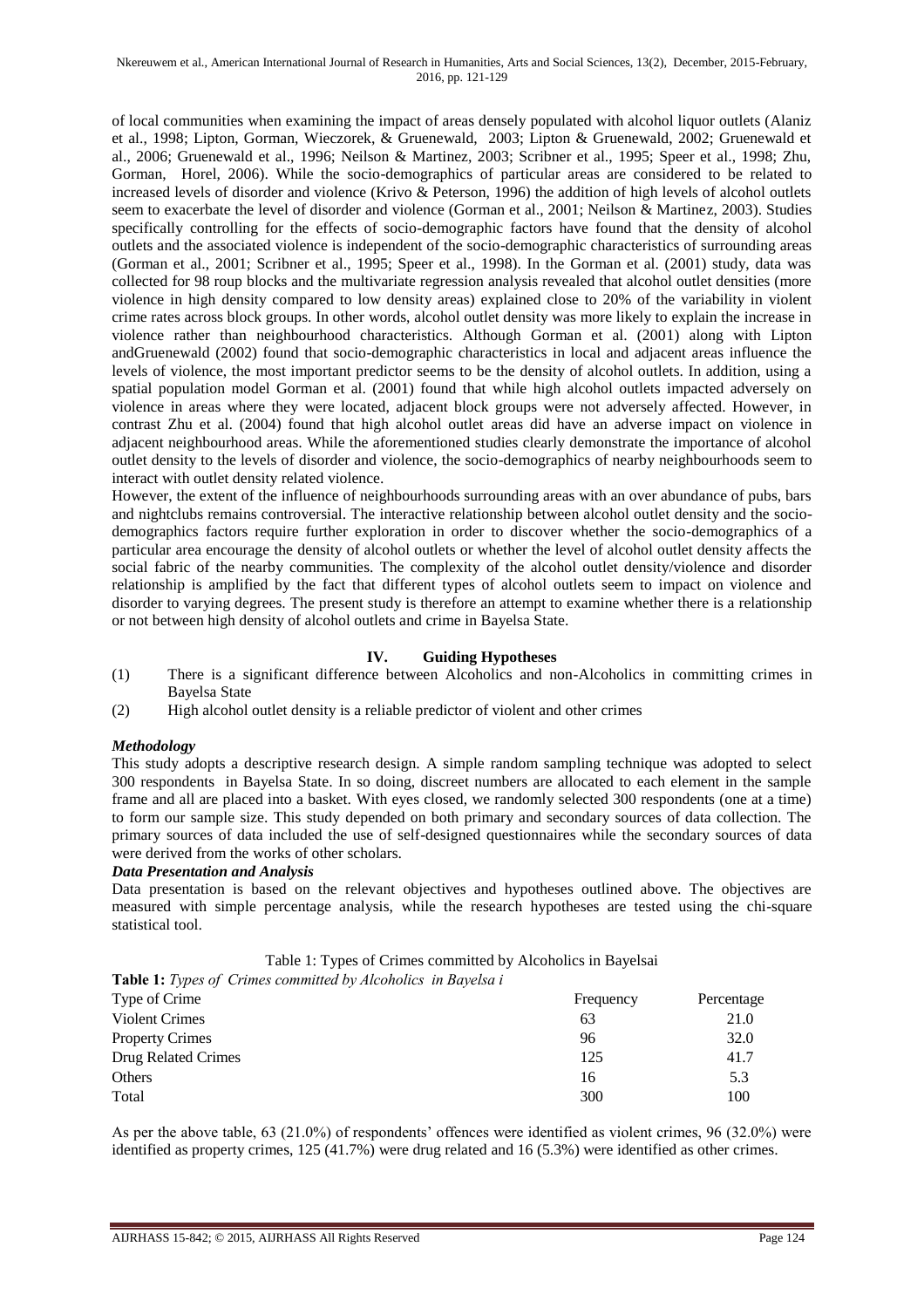of local communities when examining the impact of areas densely populated with alcohol liquor outlets (Alaniz et al., 1998; Lipton, Gorman, Wieczorek, & Gruenewald, 2003; Lipton & Gruenewald, 2002; Gruenewald et al., 2006; Gruenewald et al., 1996; Neilson & Martinez, 2003; Scribner et al., 1995; Speer et al., 1998; Zhu, Gorman, Horel, 2006). While the socio-demographics of particular areas are considered to be related to increased levels of disorder and violence (Krivo & Peterson, 1996) the addition of high levels of alcohol outlets seem to exacerbate the level of disorder and violence (Gorman et al., 2001; Neilson & Martinez, 2003). Studies specifically controlling for the effects of socio-demographic factors have found that the density of alcohol outlets and the associated violence is independent of the socio-demographic characteristics of surrounding areas (Gorman et al., 2001; Scribner et al., 1995; Speer et al., 1998). In the Gorman et al. (2001) study, data was collected for 98 roup blocks and the multivariate regression analysis revealed that alcohol outlet densities (more violence in high density compared to low density areas) explained close to 20% of the variability in violent crime rates across block groups. In other words, alcohol outlet density was more likely to explain the increase in violence rather than neighbourhood characteristics. Although Gorman et al. (2001) along with Lipton andGruenewald (2002) found that socio-demographic characteristics in local and adjacent areas influence the levels of violence, the most important predictor seems to be the density of alcohol outlets. In addition, using a spatial population model Gorman et al. (2001) found that while high alcohol outlets impacted adversely on violence in areas where they were located, adjacent block groups were not adversely affected. However, in contrast Zhu et al. (2004) found that high alcohol outlet areas did have an adverse impact on violence in adjacent neighbourhood areas. While the aforementioned studies clearly demonstrate the importance of alcohol outlet density to the levels of disorder and violence, the socio-demographics of nearby neighbourhoods seem to interact with outlet density related violence.

However, the extent of the influence of neighbourhoods surrounding areas with an over abundance of pubs, bars and nightclubs remains controversial. The interactive relationship between alcohol outlet density and the socio-demographics factors require further exploration in order to discover whether the socio-demographics of a particular area encourage the density of alcohol outlets or whether the level of alcohol outlet density affects the social fabric of the nearby communities. The complexity of the alcohol outlet density/violence and disorder relationship is amplified by the fact that different types of alcohol outlets seem to impact on violence and disorder to varying degrees. The present study is therefore an attempt to examine whether there is a relationship or not between high density of alcohol outlets and crime in Bayelsa State.

## IV. Guiding Hypotheses

(1) There is a significant difference between Alcoholics and non-Alcoholics in committing crimes in Bayelsa State

(2) High alcohol outlet density is a reliable predictor of violent and other crimes

### *Methodology*

This study adopts a descriptive research design. A simple random sampling technique was adopted to select 300 respondents in Bayelsa State. In so doing, discreet numbers are allocated to each element in the sample frame and all are placed into a basket. With eyes closed, we randomly selected 300 respondents (one at a time) to form our sample size. This study depended on both primary and secondary sources of data collection. The primary sources of data included the use of self-designed questionnaires while the secondary sources of data were derived from the works of other scholars.

### *Data Presentation and Analysis*

Data presentation is based on the relevant objectives and hypotheses outlined above. The objectives are measured with simple percentage analysis, while the research hypotheses are tested using the chi-square statistical tool.

Table 1: Types of Crimes committed by Alcoholics in Bayelsai

**Table 1:** *Types of Crimes committed by Alcoholics in Bayelsa i*

| Type of Crime | Frequency | Percentage |
|---|---|---|
| Violent Crimes | 63 | 21.0 |
| Property Crimes | 96 | 32.0 |
| Drug Related Crimes | 125 | 41.7 |
| Others | 16 | 5.3 |
| Total | 300 | 100 |

As per the above table, 63 (21.0%) of respondents' offences were identified as violent crimes, 96 (32.0%) were identified as property crimes, 125 (41.7%) were drug related and 16 (5.3%) were identified as other crimes.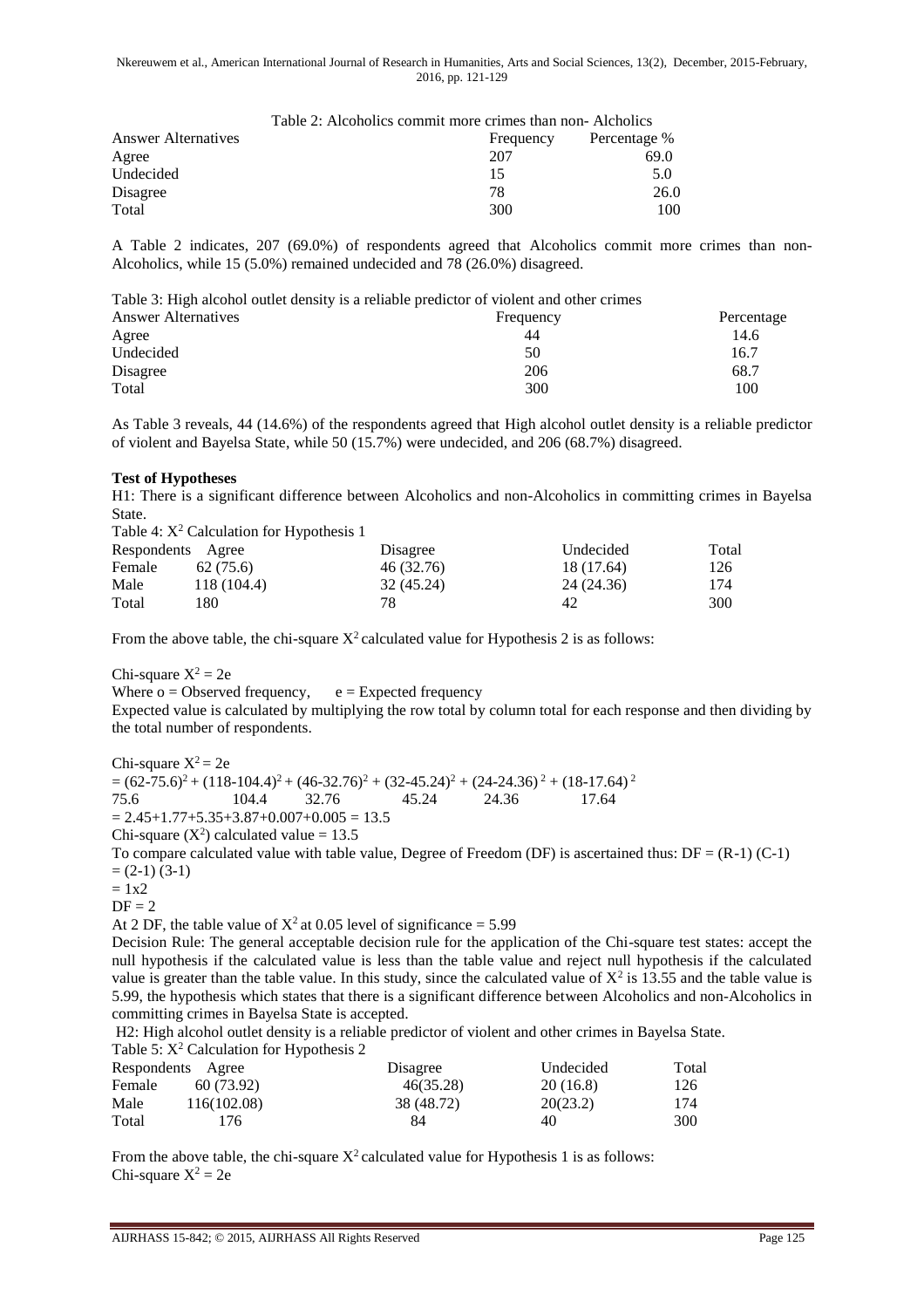Table 2: Alcoholics commit more crimes than non- Alcholics

| Answer Alternatives | Frequency | Percentage % |
|---|---|---|
| Agree | 207 | 69.0 |
| Undecided | 15 | 5.0 |
| Disagree | 78 | 26.0 |
| Total | 300 | 100 |

A Table 2 indicates, 207 (69.0%) of respondents agreed that Alcoholics commit more crimes than non-Alcoholics, while 15 (5.0%) remained undecided and 78 (26.0%) disagreed.

Table 3: High alcohol outlet density is a reliable predictor of violent and other crimes

| Answer Alternatives | Frequency | Percentage |
|---|---|---|
| Agree | 44 | 14.6 |
| Undecided | 50 | 16.7 |
| Disagree | 206 | 68.7 |
| Total | 300 | 100 |

As Table 3 reveals, 44 (14.6%) of the respondents agreed that High alcohol outlet density is a reliable predictor of violent and Bayelsa State, while 50 (15.7%) were undecided, and 206 (68.7%) disagreed.

**Test of Hypotheses**

H1: There is a significant difference between Alcoholics and non-Alcoholics in committing crimes in Bayelsa State.

Table 4: $X^2$ Calculation for Hypothesis 1

| Respondents | Agree | Disagree | Undecided | Total |
|---|---|---|---|---|
| Female | 62 (75.6) | 46 (32.76) | 18 (17.64) | 126 |
| Male | 118 (104.4) | 32 (45.24) | 24 (24.36) | 174 |
| Total | 180 | 78 | 42 | 300 |

From the above table, the chi-square $X^2$ calculated value for Hypothesis 2 is as follows:

Chi-square $X^2 = 2e$

Where o = Observed frequency, e = Expected frequency

Expected value is calculated by multiplying the row total by column total for each response and then dividing by the total number of respondents.

Chi-square $X^2 = 2e$

$$= \frac{(62-75.6)^2}{75.6} + \frac{(118-104.4)^2}{104.4} + \frac{(46-32.76)^2}{32.76} + \frac{(32-45.24)^2}{45.24} + \frac{(24-24.36)^2}{24.36} + \frac{(18-17.64)^2}{17.64}$$

$= 2.45+1.77+5.35+3.87+0.007+0.005 = 13.5$

Chi-square ($X^2$) calculated value = 13.5

To compare calculated value with table value, Degree of Freedom (DF) is ascertained thus: DF = (R-1) (C-1)

= (2-1) (3-1)

= 1x2

DF = 2

At 2 DF, the table value of $X^2$ at 0.05 level of significance = 5.99

Decision Rule: The general acceptable decision rule for the application of the Chi-square test states: accept the null hypothesis if the calculated value is less than the table value and reject null hypothesis if the calculated value is greater than the table value. In this study, since the calculated value of $X^2$ is 13.55 and the table value is 5.99, the hypothesis which states that there is a significant difference between Alcoholics and non-Alcoholics in committing crimes in Bayelsa State is accepted.

H2: High alcohol outlet density is a reliable predictor of violent and other crimes in Bayelsa State.

Table 5: $X^2$ Calculation for Hypothesis 2

| Respondents | Agree | Disagree | Undecided | Total |
|---|---|---|---|---|
| Female | 60 (73.92) | 46(35.28) | 20 (16.8) | 126 |
| Male | 116(102.08) | 38 (48.72) | 20(23.2) | 174 |
| Total | 176 | 84 | 40 | 300 |

From the above table, the chi-square $X^2$ calculated value for Hypothesis 1 is as follows:

Chi-square $X^2 = 2e$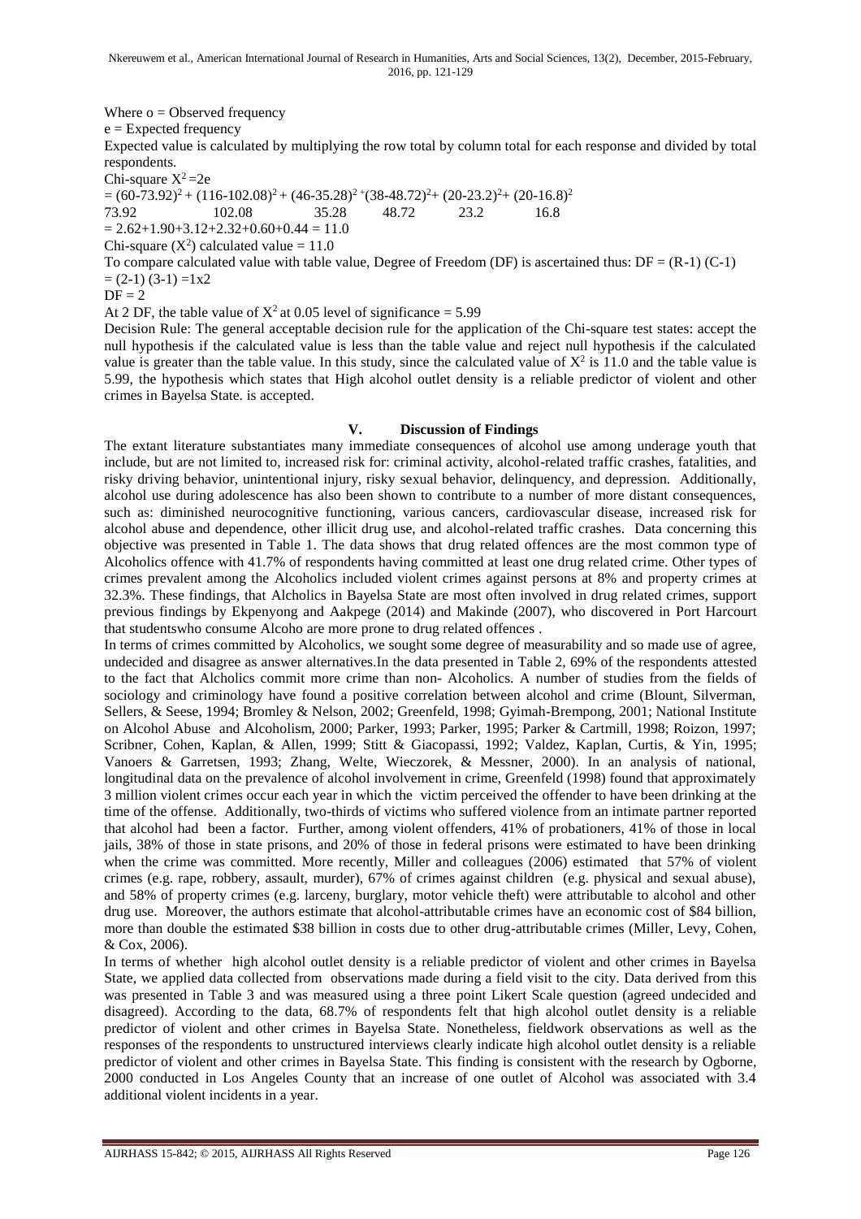Where o = Observed frequency

e = Expected frequency

Expected value is calculated by multiplying the row total by column total for each response and divided by total respondents.

Chi-square $X^2 = 2e$

$$= \frac{(60-73.92)^2}{73.92} + \frac{(116-102.08)^2}{102.08} + \frac{(46-35.28)^2}{35.28} + \frac{(38-48.72)^2}{48.72} + \frac{(20-23.2)^2}{23.2} + \frac{(20-16.8)^2}{16.8}$$

$= 2.62+1.90+3.12+2.32+0.60+0.44 = 11.0$

Chi-square ($X^2$) calculated value = 11.0

To compare calculated value with table value, Degree of Freedom (DF) is ascertained thus: DF = (R-1) (C-1)

= (2-1) (3-1) =1x2

DF = 2

At 2 DF, the table value of $X^2$ at 0.05 level of significance = 5.99

Decision Rule: The general acceptable decision rule for the application of the Chi-square test states: accept the null hypothesis if the calculated value is less than the table value and reject null hypothesis if the calculated value is greater than the table value. In this study, since the calculated value of $X^2$ is 11.0 and the table value is 5.99, the hypothesis which states that High alcohol outlet density is a reliable predictor of violent and other crimes in Bayelsa State. is accepted.

## V. Discussion of Findings

The extant literature substantiates many immediate consequences of alcohol use among underage youth that include, but are not limited to, increased risk for: criminal activity, alcohol-related traffic crashes, fatalities, and risky driving behavior, unintentional injury, risky sexual behavior, delinquency, and depression. Additionally, alcohol use during adolescence has also been shown to contribute to a number of more distant consequences, such as: diminished neurocognitive functioning, various cancers, cardiovascular disease, increased risk for alcohol abuse and dependence, other illicit drug use, and alcohol-related traffic crashes. Data concerning this objective was presented in Table 1. The data shows that drug related offences are the most common type of Alcoholics offence with 41.7% of respondents having committed at least one drug related crime. Other types of crimes prevalent among the Alcoholics included violent crimes against persons at 8% and property crimes at 32.3%. These findings, that Alcholics in Bayelsa State are most often involved in drug related crimes, support previous findings by Ekpenyong and Aakpege (2014) and Makinde (2007), who discovered in Port Harcourt that studentswho consume Alcoho are more prone to drug related offences .

In terms of crimes committed by Alcoholics, we sought some degree of measurability and so made use of agree, undecided and disagree as answer alternatives.In the data presented in Table 2, 69% of the respondents attested to the fact that Alcholics commit more crime than non- Alcoholics. A number of studies from the fields of sociology and criminology have found a positive correlation between alcohol and crime (Blount, Silverman, Sellers, & Seese, 1994; Bromley & Nelson, 2002; Greenfeld, 1998; Gyimah-Brempong, 2001; National Institute on Alcohol Abuse and Alcoholism, 2000; Parker, 1993; Parker, 1995; Parker & Cartmill, 1998; Roizon, 1997; Scribner, Cohen, Kaplan, & Allen, 1999; Stitt & Giacopassi, 1992; Valdez, Kaplan, Curtis, & Yin, 1995; Vanoers & Garretsen, 1993; Zhang, Welte, Wieczorek, & Messner, 2000). In an analysis of national, longitudinal data on the prevalence of alcohol involvement in crime, Greenfeld (1998) found that approximately 3 million violent crimes occur each year in which the victim perceived the offender to have been drinking at the time of the offense. Additionally, two-thirds of victims who suffered violence from an intimate partner reported that alcohol had been a factor. Further, among violent offenders, 41% of probationers, 41% of those in local jails, 38% of those in state prisons, and 20% of those in federal prisons were estimated to have been drinking when the crime was committed. More recently, Miller and colleagues (2006) estimated that 57% of violent crimes (e.g. rape, robbery, assault, murder), 67% of crimes against children (e.g. physical and sexual abuse), and 58% of property crimes (e.g. larceny, burglary, motor vehicle theft) were attributable to alcohol and other drug use. Moreover, the authors estimate that alcohol-attributable crimes have an economic cost of \$84 billion, more than double the estimated \$38 billion in costs due to other drug-attributable crimes (Miller, Levy, Cohen, & Cox, 2006).

In terms of whether high alcohol outlet density is a reliable predictor of violent and other crimes in Bayelsa State, we applied data collected from observations made during a field visit to the city. Data derived from this was presented in Table 3 and was measured using a three point Likert Scale question (agreed undecided and disagreed). According to the data, 68.7% of respondents felt that high alcohol outlet density is a reliable predictor of violent and other crimes in Bayelsa State. Nonetheless, fieldwork observations as well as the responses of the respondents to unstructured interviews clearly indicate high alcohol outlet density is a reliable predictor of violent and other crimes in Bayelsa State. This finding is consistent with the research by Ogborne, 2000 conducted in Los Angeles County that an increase of one outlet of Alcohol was associated with 3.4 additional violent incidents in a year.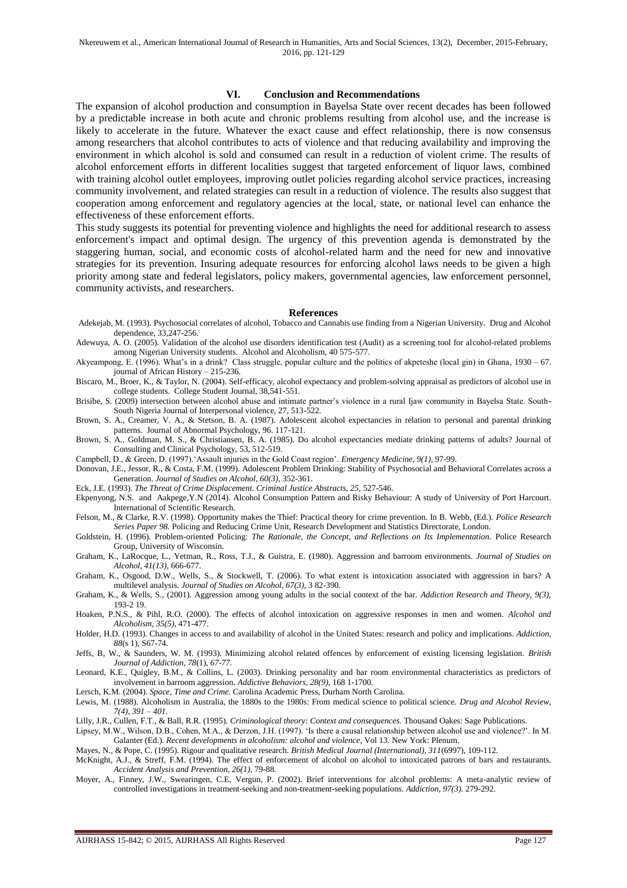## VI. Conclusion and Recommendations

The expansion of alcohol production and consumption in Bayelsa State over recent decades has been followed by a predictable increase in both acute and chronic problems resulting from alcohol use, and the increase is likely to accelerate in the future. Whatever the exact cause and effect relationship, there is now consensus among researchers that alcohol contributes to acts of violence and that reducing availability and improving the environment in which alcohol is sold and consumed can result in a reduction of violent crime. The results of alcohol enforcement efforts in different localities suggest that targeted enforcement of liquor laws, combined with training alcohol outlet employees, improving outlet policies regarding alcohol service practices, increasing community involvement, and related strategies can result in a reduction of violence. The results also suggest that cooperation among enforcement and regulatory agencies at the local, state, or national level can enhance the effectiveness of these enforcement efforts.

This study suggests its potential for preventing violence and highlights the need for additional research to assess enforcement's impact and optimal design. The urgency of this prevention agenda is demonstrated by the staggering human, social, and economic costs of alcohol-related harm and the need for new and innovative strategies for its prevention. Insuring adequate resources for enforcing alcohol laws needs to be given a high priority among state and federal legislators, policy makers, governmental agencies, law enforcement personnel, community activists, and researchers.

## References

Adekejab, M. (1993). Psychosocial correlates of alcohol, Tobacco and Cannabis use finding from a Nigerian University. Drug and Alcohol dependence, 33,247-256.

Adewuya, A. O. (2005). Validation of the alcohol use disorders identification test (Audit) as a screening tool for alcohol-related problems among Nigerian University students. Alcohol and Alcoholism, 40 575-577.

Akyeampong, E. (1996). What's in a drink? Class struggle, popular culture and the politics of akpeteshe (local gin) in Ghana, 1930 – 67. journal of African History – 215-236.

Biscaro, M., Broer, K., & Taylor, N. (2004). Self-efficacy, alcohol expectancy and problem-solving appraisal as predictors of alcohol use in college students. College Student Journal, 38,541-551.

Brisibe, S. (2009) intersection between alcohol abuse and intimate partner's violence in a rural Ijaw community in Bayelsa State. South-South Nigeria Journal of Interpersonal violence, 27, 513-522.

Brown, S. A., Creamer, V. A., & Stetson, B. A. (1987). Adolescent alcohol expectancies in relation to personal and parental drinking patterns. Journal of Abnormal Psychology, 96. 117-121.

Brown, S. A., Goldman, M. S., & Christiansen, B. A. (1985). Do alcohol expectancies mediate drinking patterns of adults? Journal of Consulting and Clinical Psychology, 53, 512-519.

Campbell, D., & Green, D. (1997).'Assault injuries in the Gold Coast region'. *Emergency Medicine, 9(1),* 97-99.

Donovan, J.E., Jessor, R., & Costa, F.M. (1999). Adolescent Problem Drinking: Stability of Psychosocial and Behavioral Correlates across a Generation. *Journal of Studies on Alcohol, 60(3),* 352-361.

Eck, J.E. (1993). *The Threat of Crime Displacement. Criminal Justice Abstracts, 25,* 527-546.

Ekpenyong, N.S. and Aakpege,Y.N (2014). Alcohol Consumption Pattern and Risky Behaviour: A study of University of Port Harcourt. International of Scientific Research.

Felson, M., & Clarke, R.V. (1998). Opportunity makes the Thief: Practical theory for crime prevention. In B. Webb, (Ed.). *Police Research Series Paper 98.* Policing and Reducing Crime Unit, Research Development and Statistics Directorate, London.

Goldstein, H. (1996). Problem-oriented Policing: *The Rationale, the Concept, and Reflections on Its Implementation.* Police Research Group, University of Wisconsin.

Graham, K., LaRocque, L., Yetman, R., Ross, T.J., & Guistra, E. (1980). Aggression and barroom environments. *Journal of Studies on Alcohol, 41(13),* 666-677.

Graham, K., Osgood, D.W., Wells, S., & Stockwell, T. (2006). To what extent is intoxication associated with aggression in bars? A multilevel analysis. *Journal of Studies on Alcohol, 67(3),* 3 82-390.

Graham, K., & Wells, S., (2001). Aggression among young adults in the social context of the bar. *Addiction Research and Theory, 9(3),* 193-2 19.

Hoaken, P.N.S., & Pihl, R.O. (2000). The effects of alcohol intoxication on aggressive responses in men and women. *Alcohol and Alcoholism, 35(5),* 471-477.

Holder, H.D. (1993). Changes in access to and availability of alcohol in the United States: research and policy and implications. *Addiction, 88*(s 1), S67-74.

Jeffs, B, W., & Saunders, W. M. (1993). Minimizing alcohol related offences by enforcement of existing licensing legislation. *British Journal of Addiction, 78*(1), *67-77.*

Leonard, K.E., Quigley, B.M., & Collins, L. (2003). Drinking personality and bar room environmental characteristics as predictors of involvement in barroom aggression. *Addictive Behaviors, 28(9),* 168 1-1700.

Lersch, K.M. (2004). *Space, Time and Crime.* Carolina Academic Press, Durham North Carolina.

Lewis, M. (1988). Alcoholism in Australia, the 1880s to the 1980s: From medical science to political science. *Drug and Alcohol Review, 7(4), 391 – 401.*

Lilly, J.R., Cullen, F.T., & Ball, R.R. (1995). *Criminological theory: Context and consequences.* Thousand Oakes: Sage Publications.

Lipsey, M.W., Wilson, D.B., Cohen, M.A., & Derzon, J.H. (1997). 'Is there a causal relationship between alcohol use and violence?'. In M. Galanter (Ed.). *Recent developments in alcoholism: alcohol and violence,* Vol 13. New York: Plenum.

Mayes, N., & Pope, C. (1995). Rigour and qualitative research. *British Medical Journal (International), 311*(6997), 109-112.

McKnight, A.J., & Streff, F.M. (1994). The effect of enforcement of alcohol on alcohol to intoxicated patrons of bars and restaurants. *Accident Analysis and Prevention, 26(1),* 79-88.

Moyer, A., Finney, J.W., Swearingen, C.E, Vergun, P. (2002). Brief interventions for alcohol problems: A meta-analytic review of controlled investigations in treatment-seeking and non-treatment-seeking populations. *Addiction, 97(3).* 279-292.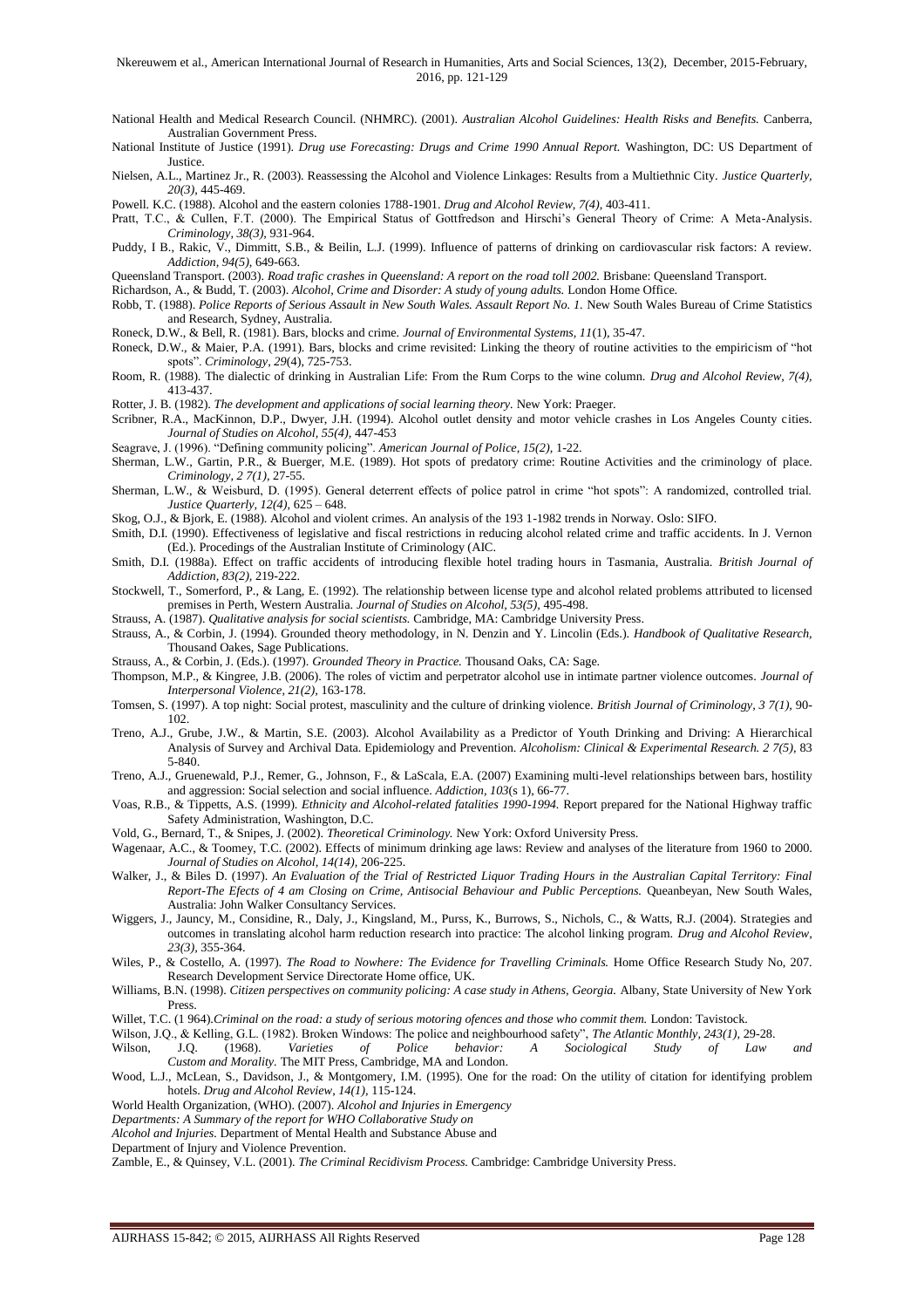National Health and Medical Research Council. (NHMRC). (2001). *Australian Alcohol Guidelines: Health Risks and Benefits.* Canberra, Australian Government Press.

National Institute of Justice (1991). *Drug use Forecasting: Drugs and Crime 1990 Annual Report.* Washington, DC: US Department of Justice.

Nielsen, A.L., Martinez Jr., R. (2003). Reassessing the Alcohol and Violence Linkages: Results from a Multiethnic City. *Justice Quarterly, 20(3)*, 445-469.

Powell. K.C. (1988). Alcohol and the eastern colonies 1788-1901. *Drug and Alcohol Review, 7(4)*, 403-411.

Pratt, T.C., & Cullen, F.T. (2000). The Empirical Status of Gottfredson and Hirschi's General Theory of Crime: A Meta-Analysis. *Criminology, 38(3)*, 931-964.

Puddy, I B., Rakic, V., Dimmitt, S.B., & Beilin, L.J. (1999). Influence of patterns of drinking on cardiovascular risk factors: A review. *Addiction, 94(5)*, 649-663.

Queensland Transport. (2003). *Road trafic crashes in Queensland: A report on the road toll 2002.* Brisbane: Queensland Transport.

Richardson, A., & Budd, T. (2003). *Alcohol, Crime and Disorder: A study of young adults.* London Home Office.

Robb, T. (1988). *Police Reports of Serious Assault in New South Wales. Assault Report No. 1.* New South Wales Bureau of Crime Statistics and Research, Sydney, Australia.

Roneck, D.W., & Bell, R. (1981). Bars, blocks and crime. *Journal of Environmental Systems, 11*(1), 35-47.

Roneck, D.W., & Maier, P.A. (1991). Bars, blocks and crime revisited: Linking the theory of routine activities to the empiricism of "hot spots". *Criminology, 29*(4), 725-753.

Room, R. (1988). The dialectic of drinking in Australian Life: From the Rum Corps to the wine column. *Drug and Alcohol Review, 7(4)*, 413-437.

Rotter, J. B. (1982). *The development and applications of social learning theory.* New York: Praeger.

Scribner, R.A., MacKinnon, D.P., Dwyer, J.H. (1994). Alcohol outlet density and motor vehicle crashes in Los Angeles County cities. *Journal of Studies on Alcohol, 55(4)*, 447-453

Seagrave, J. (1996). "Defining community policing". *American Journal of Police, 15(2)*, 1-22.

Sherman, L.W., Gartin, P.R., & Buerger, M.E. (1989). Hot spots of predatory crime: Routine Activities and the criminology of place. *Criminology, 2 7(1)*, 27-55.

Sherman, L.W., & Weisburd, D. (1995). General deterrent effects of police patrol in crime "hot spots": A randomized, controlled trial. *Justice Quarterly, 12(4)*, 625 – 648.

Skog, O.J., & Bjork, E. (1988). Alcohol and violent crimes. An analysis of the 193 1-1982 trends in Norway. Oslo: SIFO.

Smith, D.I. (1990). Effectiveness of legislative and fiscal restrictions in reducing alcohol related crime and traffic accidents. In J. Vernon (Ed.). Procedings of the Australian Institute of Criminology (AIC.

Smith, D.I. (1988a). Effect on traffic accidents of introducing flexible hotel trading hours in Tasmania, Australia. *British Journal of Addiction, 83(2)*, 219-222.

Stockwell, T., Somerford, P., & Lang, E. (1992). The relationship between license type and alcohol related problems attributed to licensed premises in Perth, Western Australia. *Journal of Studies on Alcohol, 53(5)*, 495-498.

Strauss, A. (1987). *Qualitative analysis for social scientists.* Cambridge, MA: Cambridge University Press.

Strauss, A., & Corbin, J. (1994). Grounded theory methodology, in N. Denzin and Y. Lincoln (Eds.). *Handbook of Qualitative Research,* Thousand Oakes, Sage Publications.

Strauss, A., & Corbin, J. (Eds.). (1997). *Grounded Theory in Practice.* Thousand Oaks, CA: Sage.

Thompson, M.P., & Kingree, J.B. (2006). The roles of victim and perpetrator alcohol use in intimate partner violence outcomes. *Journal of Interpersonal Violence, 21(2)*, 163-178.

Tomsen, S. (1997). A top night: Social protest, masculinity and the culture of drinking violence. *British Journal of Criminology, 3 7(1)*, 90-102.

Treno, A.J., Grube, J.W., & Martin, S.E. (2003). Alcohol Availability as a Predictor of Youth Drinking and Driving: A Hierarchical Analysis of Survey and Archival Data. Epidemiology and Prevention. *Alcoholism: Clinical & Experimental Research. 2 7(5)*, 83 5-840.

Treno, A.J., Gruenewald, P.J., Remer, G., Johnson, F., & LaScala, E.A. (2007) Examining multi-level relationships between bars, hostility and aggression: Social selection and social influence. *Addiction, 103*(s 1), 66-77.

Voas, R.B., & Tippetts, A.S. (1999). *Ethnicity and Alcohol-related fatalities 1990-1994.* Report prepared for the National Highway traffic Safety Administration, Washington, D.C.

Vold, G., Bernard, T., & Snipes, J. (2002). *Theoretical Criminology.* New York: Oxford University Press.

Wagenaar, A.C., & Toomey, T.C. (2002). Effects of minimum drinking age laws: Review and analyses of the literature from 1960 to 2000. *Journal of Studies on Alcohol, 14(14)*, 206-225.

Walker, J., & Biles D. (1997). *An Evaluation of the Trial of Restricted Liquor Trading Hours in the Australian Capital Territory: Final Report-The Efects of 4 am Closing on Crime, Antisocial Behaviour and Public Perceptions.* Queanbeyan, New South Wales, Australia: John Walker Consultancy Services.

Wiggers, J., Jauncy, M., Considine, R., Daly, J., Kingsland, M., Purss, K., Burrows, S., Nichols, C., & Watts, R.J. (2004). Strategies and outcomes in translating alcohol harm reduction research into practice: The alcohol linking program. *Drug and Alcohol Review, 23(3)*, 355-364.

Wiles, P., & Costello, A. (1997). *The Road to Nowhere: The Evidence for Travelling Criminals.* Home Office Research Study No, 207. Research Development Service Directorate Home office, UK.

Williams, B.N. (1998). *Citizen perspectives on community policing: A case study in Athens, Georgia.* Albany, State University of New York Press.

Willet, T.C. (1 964).*Criminal on the road: a study of serious motoring ofences and those who commit them.* London: Tavistock.

Wilson, J.Q., & Kelling, G.L. (1982). Broken Windows: The police and neighbourhood safety", *The Atlantic Monthly, 243(1)*, 29-28.

Wilson, J.Q. (1968). *Varieties of Police behavior: A Sociological Study of Law and Custom and Morality.* The MIT Press, Cambridge, MA and London.

Wood, L.J., McLean, S., Davidson, J., & Montgomery, I.M. (1995). One for the road: On the utility of citation for identifying problem hotels. *Drug and Alcohol Review, 14(1)*, 115-124.

World Health Organization, (WHO). (2007). *Alcohol and Injuries in Emergency Departments: A Summary of the report for WHO Collaborative Study on Alcohol and Injuries.* Department of Mental Health and Substance Abuse and Department of Injury and Violence Prevention.

Zamble, E., & Quinsey, V.L. (2001). *The Criminal Recidivism Process.* Cambridge: Cambridge University Press.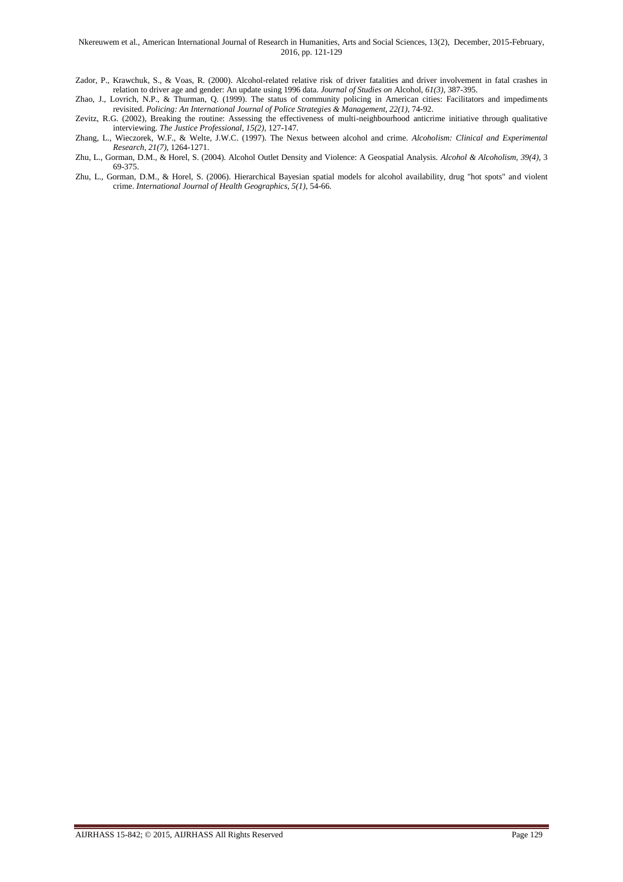Zador, P., Krawchuk, S., & Voas, R. (2000). Alcohol-related relative risk of driver fatalities and driver involvement in fatal crashes in relation to driver age and gender: An update using 1996 data. *Journal of Studies on* Alcohol, *61(3)*, 387-395.

Zhao, J., Lovrich, N.P., & Thurman, Q. (1999). The status of community policing in American cities: Facilitators and impediments revisited. *Policing: An International Journal of Police Strategies & Management, 22(1)*, 74-92.

Zevitz, R.G. (2002), Breaking the routine: Assessing the effectiveness of multi-neighbourhood anticrime initiative through qualitative interviewing. *The Justice Professional, 15(2)*, 127-147.

Zhang, L., Wieczorek, W.F., & Welte, J.W.C. (1997). The Nexus between alcohol and crime. *Alcoholism: Clinical and Experimental Research, 21(7)*, 1264-1271.

Zhu, L., Gorman, D.M., & Horel, S. (2004). Alcohol Outlet Density and Violence: A Geospatial Analysis. *Alcohol & Alcoholism, 39(4)*, 3 69-375.

Zhu, L., Gorman, D.M., & Horel, S. (2006). Hierarchical Bayesian spatial models for alcohol availability, drug "hot spots" and violent crime. *International Journal of Health Geographics, 5(1)*, 54-66.